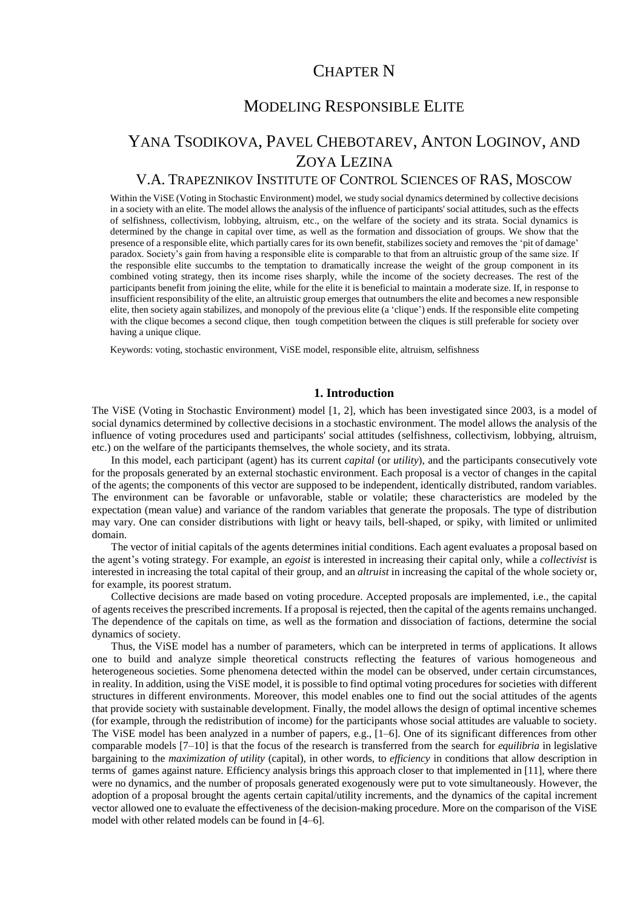# CHAPTER N

# MODELING RESPONSIBLE ELITE

## YANA TSODIKOVA, PAVEL CHEBOTAREV, ANTON LOGINOV, AND ZOYA LEZINA

### V.A. TRAPEZNIKOV INSTITUTE OF CONTROL SCIENCES OF RAS, MOSCOW

Within the ViSE (Voting in Stochastic Environment) model, we study social dynamics determined by collective decisions in a society with an elite. The model allows the analysis of the influence of participants' social attitudes, such as the effects of selfishness, collectivism, lobbying, altruism, etc., on the welfare of the society and its strata. Social dynamics is determined by the change in capital over time, as well as the formation and dissociation of groups. We show that the presence of a responsible elite, which partially cares for its own benefit, stabilizes society and removes the 'pit of damage' paradox. Society's gain from having a responsible elite is comparable to that from an altruistic group of the same size. If the responsible elite succumbs to the temptation to dramatically increase the weight of the group component in its combined voting strategy, then its income rises sharply, while the income of the society decreases. The rest of the participants benefit from joining the elite, while for the elite it is beneficial to maintain a moderate size. If, in response to insufficient responsibility of the elite, an altruistic group emerges that outnumbers the elite and becomes a new responsible elite, then society again stabilizes, and monopoly of the previous elite (a 'clique') ends. If the responsible elite competing with the clique becomes a second clique, then tough competition between the cliques is still preferable for society over having a unique clique.

Keywords: voting, stochastic environment, ViSE model, responsible elite, altruism, selfishness

## 1. Introduction

The ViSE (Voting in Stochastic Environment) model [1, 2], which has been investigated since 2003, is a model of social dynamics determined by collective decisions in a stochastic environment. The model allows the analysis of the influence of voting procedures used and participants' social attitudes (selfishness, collectivism, lobbying, altruism, etc.) on the welfare of the participants themselves, the whole society, and its strata.

In this model, each participant (agent) has its current *capital* (or *utility*), and the participants consecutively vote for the proposals generated by an external stochastic environment. Each proposal is a vector of changes in the capital of the agents; the components of this vector are supposed to be independent, identically distributed, random variables. The environment can be favorable or unfavorable, stable or volatile; these characteristics are modeled by the expectation (mean value) and variance of the random variables that generate the proposals. The type of distribution may vary. One can consider distributions with light or heavy tails, bell-shaped, or spiky, with limited or unlimited domain.

The vector of initial capitals of the agents determines initial conditions. Each agent evaluates a proposal based on the agent's voting strategy. For example, an *egoist* is interested in increasing their capital only, while a *collectivist* is interested in increasing the total capital of their group, and an *altruist* in increasing the capital of the whole society or, for example, its poorest stratum.

Collective decisions are made based on voting procedure. Accepted proposals are implemented, i.e., the capital of agents receives the prescribed increments. If a proposal is rejected, then the capital of the agents remains unchanged. The dependence of the capitals on time, as well as the formation and dissociation of factions, determine the social dynamics of society.

Thus, the ViSE model has a number of parameters, which can be interpreted in terms of applications. It allows one to build and analyze simple theoretical constructs reflecting the features of various homogeneous and heterogeneous societies. Some phenomena detected within the model can be observed, under certain circumstances, in reality. In addition, using the ViSE model, it is possible to find optimal voting procedures for societies with different structures in different environments. Moreover, this model enables one to find out the social attitudes of the agents that provide society with sustainable development. Finally, the model allows the design of optimal incentive schemes (for example, through the redistribution of income) for the participants whose social attitudes are valuable to society. The ViSE model has been analyzed in a number of papers, e.g., [1–6]. One of its significant differences from other comparable models [7–10] is that the focus of the research is transferred from the search for *equilibria* in legislative bargaining to the *maximization of utility* (capital), in other words, to *efficiency* in conditions that allow description in terms of games against nature. Efficiency analysis brings this approach closer to that implemented in [11], where there were no dynamics, and the number of proposals generated exogenously were put to vote simultaneously. However, the adoption of a proposal brought the agents certain capital/utility increments, and the dynamics of the capital increment vector allowed one to evaluate the effectiveness of the decision-making procedure. More on the comparison of the ViSE model with other related models can be found in [4–6].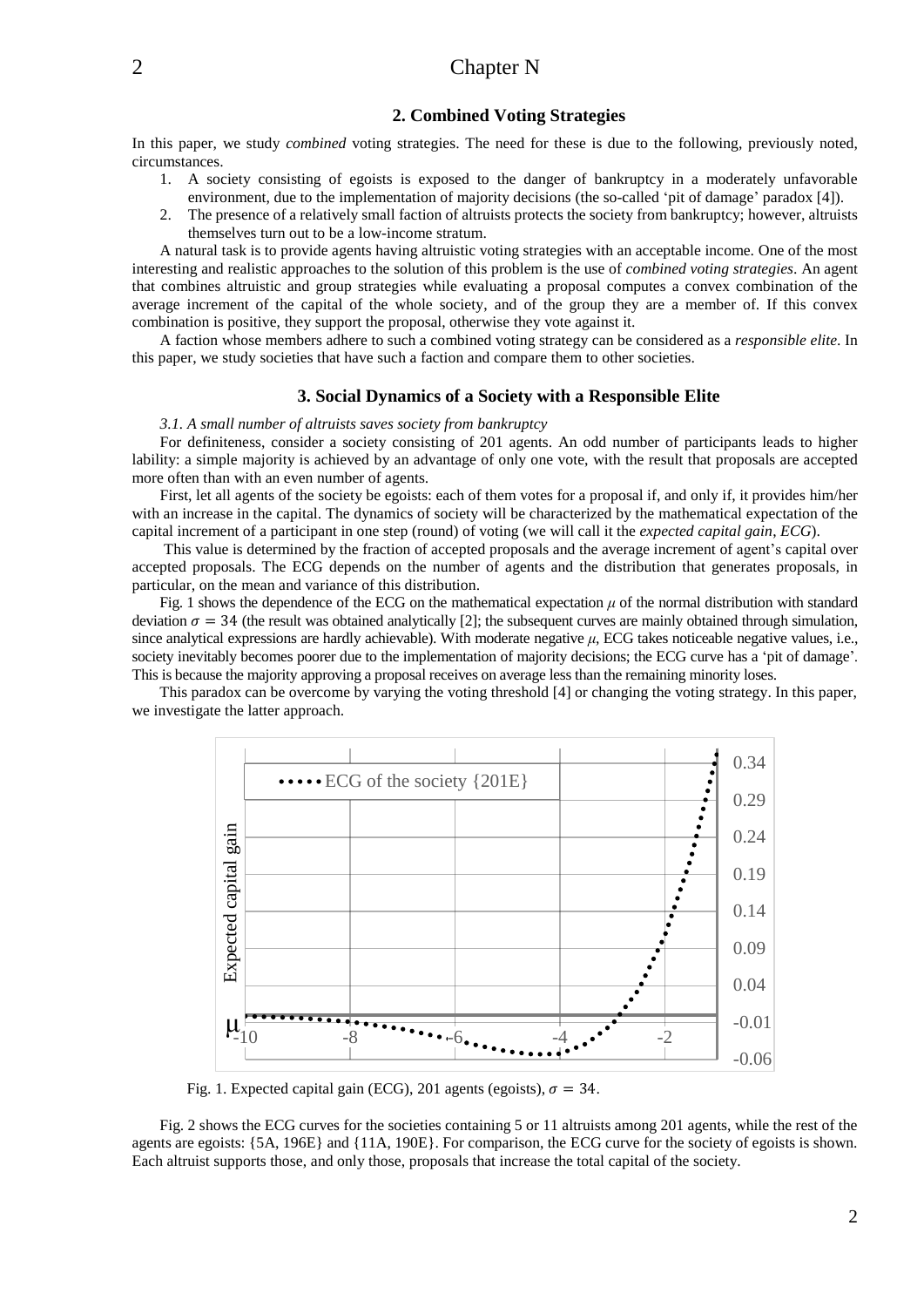## 2. Combined Voting Strategies

In this paper, we study *combined* voting strategies. The need for these is due to the following, previously noted, circumstances.

1. A society consisting of egoists is exposed to the danger of bankruptcy in a moderately unfavorable environment, due to the implementation of majority decisions (the so-called 'pit of damage' paradox [4]).
2. The presence of a relatively small faction of altruists protects the society from bankruptcy; however, altruists themselves turn out to be a low-income stratum.

A natural task is to provide agents having altruistic voting strategies with an acceptable income. One of the most interesting and realistic approaches to the solution of this problem is the use of *combined voting strategies*. An agent that combines altruistic and group strategies while evaluating a proposal computes a convex combination of the average increment of the capital of the whole society, and of the group they are a member of. If this convex combination is positive, they support the proposal, otherwise they vote against it.

A faction whose members adhere to such a combined voting strategy can be considered as a *responsible elite*. In this paper, we study societies that have such a faction and compare them to other societies.

## 3. Social Dynamics of a Society with a Responsible Elite

*3.1. A small number of altruists saves society from bankruptcy*

For definiteness, consider a society consisting of 201 agents. An odd number of participants leads to higher lability: a simple majority is achieved by an advantage of only one vote, with the result that proposals are accepted more often than with an even number of agents.

First, let all agents of the society be egoists: each of them votes for a proposal if, and only if, it provides him/her with an increase in the capital. The dynamics of society will be characterized by the mathematical expectation of the capital increment of a participant in one step (round) of voting (we will call it the *expected capital gain*, *ECG*).

This value is determined by the fraction of accepted proposals and the average increment of agent's capital over accepted proposals. The ECG depends on the number of agents and the distribution that generates proposals, in particular, on the mean and variance of this distribution.

Fig. 1 shows the dependence of the ECG on the mathematical expectation $\mu$ of the normal distribution with standard deviation $\sigma = 34$ (the result was obtained analytically [2]; the subsequent curves are mainly obtained through simulation, since analytical expressions are hardly achievable). With moderate negative $\mu$, ECG takes noticeable negative values, i.e., society inevitably becomes poorer due to the implementation of majority decisions; the ECG curve has a 'pit of damage'. This is because the majority approving a proposal receives on average less than the remaining minority loses.

This paradox can be overcome by varying the voting threshold [4] or changing the voting strategy. In this paper, we investigate the latter approach.

Fig. 1. Expected capital gain (ECG), 201 agents (egoists), $\sigma = 34$.

Fig. 2 shows the ECG curves for the societies containing 5 or 11 altruists among 201 agents, while the rest of the agents are egoists: {5A, 196E} and {11A, 190E}. For comparison, the ECG curve for the society of egoists is shown. Each altruist supports those, and only those, proposals that increase the total capital of the society.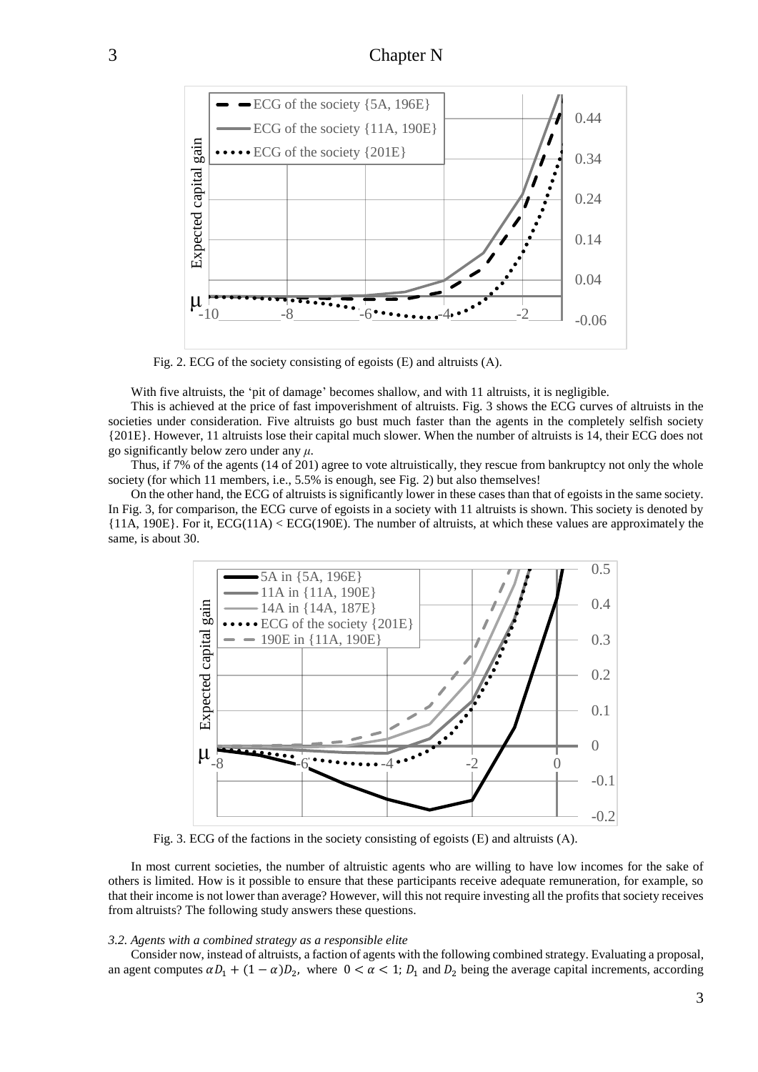Fig. 2. ECG of the society consisting of egoists (E) and altruists (A).

With five altruists, the 'pit of damage' becomes shallow, and with 11 altruists, it is negligible.

This is achieved at the price of fast impoverishment of altruists. Fig. 3 shows the ECG curves of altruists in the societies under consideration. Five altruists go bust much faster than the agents in the completely selfish society {201E}. However, 11 altruists lose their capital much slower. When the number of altruists is 14, their ECG does not go significantly below zero under any $\mu$.

Thus, if 7% of the agents (14 of 201) agree to vote altruistically, they rescue from bankruptcy not only the whole society (for which 11 members, i.e., 5.5% is enough, see Fig. 2) but also themselves!

On the other hand, the ECG of altruists is significantly lower in these cases than that of egoists in the same society. In Fig. 3, for comparison, the ECG curve of egoists in a society with 11 altruists is shown. This society is denoted by {11A, 190E}. For it, ECG(11A) < ECG(190E). The number of altruists, at which these values are approximately the same, is about 30.

Fig. 3. ECG of the factions in the society consisting of egoists (E) and altruists (A).

In most current societies, the number of altruistic agents who are willing to have low incomes for the sake of others is limited. How is it possible to ensure that these participants receive adequate remuneration, for example, so that their income is not lower than average? However, will this not require investing all the profits that society receives from altruists? The following study answers these questions.

### *3.2. Agents with a combined strategy as a responsible elite*

Consider now, instead of altruists, a faction of agents with the following combined strategy. Evaluating a proposal, an agent computes $\alpha D_1 + (1 - \alpha) D_2$, where $0 < \alpha < 1$; $D_1$ and $D_2$ being the average capital increments, according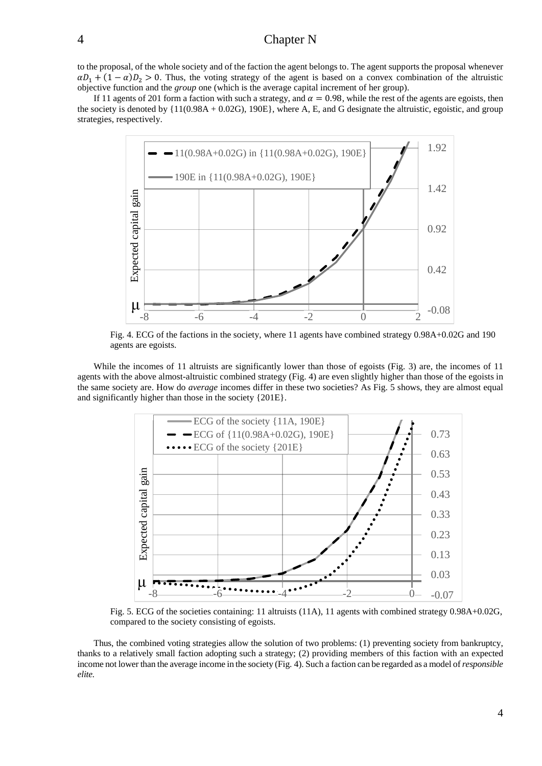to the proposal, of the whole society and of the faction the agent belongs to. The agent supports the proposal whenever $\alpha D_1 + (1-\alpha)D_2 > 0$. Thus, the voting strategy of the agent is based on a convex combination of the altruistic objective function and the *group* one (which is the average capital increment of her group).

If 11 agents of 201 form a faction with such a strategy, and $\alpha = 0.98$, while the rest of the agents are egoists, then the society is denoted by {11(0.98A + 0.02G), 190E}, where A, E, and G designate the altruistic, egoistic, and group strategies, respectively.

Fig. 4. ECG of the factions in the society, where 11 agents have combined strategy 0.98A+0.02G and 190 agents are egoists.

While the incomes of 11 altruists are significantly lower than those of egoists (Fig. 3) are, the incomes of 11 agents with the above almost-altruistic combined strategy (Fig. 4) are even slightly higher than those of the egoists in the same society are. How do *average* incomes differ in these two societies? As Fig. 5 shows, they are almost equal and significantly higher than those in the society {201E}.

Fig. 5. ECG of the societies containing: 11 altruists (11A), 11 agents with combined strategy 0.98A+0.02G, compared to the society consisting of egoists.

Thus, the combined voting strategies allow the solution of two problems: (1) preventing society from bankruptcy, thanks to a relatively small faction adopting such a strategy; (2) providing members of this faction with an expected income not lower than the average income in the society (Fig. 4). Such a faction can be regarded as a model of *responsible elite.*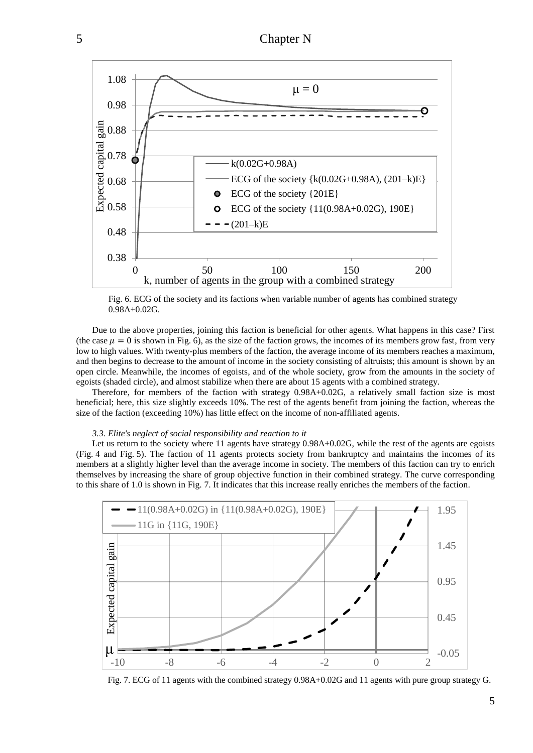Fig. 6. ECG of the society and its factions when variable number of agents has combined strategy 0.98A+0.02G.

Due to the above properties, joining this faction is beneficial for other agents. What happens in this case? First (the case $\mu = 0$ is shown in Fig. 6), as the size of the faction grows, the incomes of its members grow fast, from very low to high values. With twenty-plus members of the faction, the average income of its members reaches a maximum, and then begins to decrease to the amount of income in the society consisting of altruists; this amount is shown by an open circle. Meanwhile, the incomes of egoists, and of the whole society, grow from the amounts in the society of egoists (shaded circle), and almost stabilize when there are about 15 agents with a combined strategy.

Therefore, for members of the faction with strategy 0.98A+0.02G, a relatively small faction size is most beneficial; here, this size slightly exceeds 10%. The rest of the agents benefit from joining the faction, whereas the size of the faction (exceeding 10%) has little effect on the income of non-affiliated agents.

### *3.3. Elite's neglect of social responsibility and reaction to it*

Let us return to the society where 11 agents have strategy 0.98A+0.02G, while the rest of the agents are egoists (Fig. 4 and Fig. 5). The faction of 11 agents protects society from bankruptcy and maintains the incomes of its members at a slightly higher level than the average income in society. The members of this faction can try to enrich themselves by increasing the share of group objective function in their combined strategy. The curve corresponding to this share of 1.0 is shown in Fig. 7. It indicates that this increase really enriches the members of the faction.

Fig. 7. ECG of 11 agents with the combined strategy 0.98A+0.02G and 11 agents with pure group strategy G.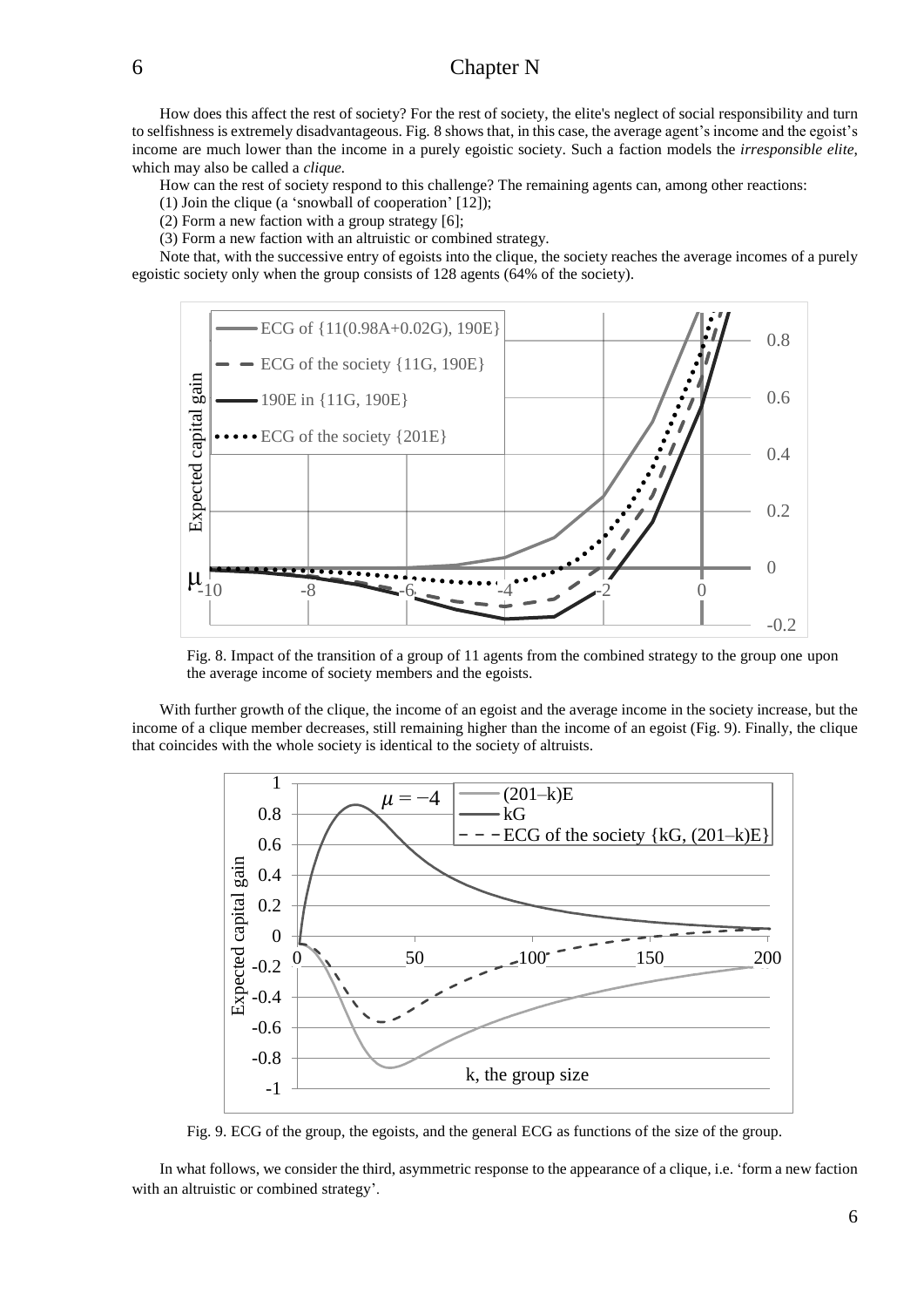How does this affect the rest of society? For the rest of society, the elite's neglect of social responsibility and turn to selfishness is extremely disadvantageous. Fig. 8 shows that, in this case, the average agent's income and the egoist's income are much lower than the income in a purely egoistic society. Such a faction models the *irresponsible elite*, which may also be called a *clique*.

How can the rest of society respond to this challenge? The remaining agents can, among other reactions:

(1) Join the clique (a 'snowball of cooperation' [12]);

(2) Form a new faction with a group strategy [6];

(3) Form a new faction with an altruistic or combined strategy.

Note that, with the successive entry of egoists into the clique, the society reaches the average incomes of a purely egoistic society only when the group consists of 128 agents (64% of the society).

Fig. 8. Impact of the transition of a group of 11 agents from the combined strategy to the group one upon the average income of society members and the egoists.

With further growth of the clique, the income of an egoist and the average income in the society increase, but the income of a clique member decreases, still remaining higher than the income of an egoist (Fig. 9). Finally, the clique that coincides with the whole society is identical to the society of altruists.

Fig. 9. ECG of the group, the egoists, and the general ECG as functions of the size of the group.

In what follows, we consider the third, asymmetric response to the appearance of a clique, i.e. 'form a new faction with an altruistic or combined strategy'.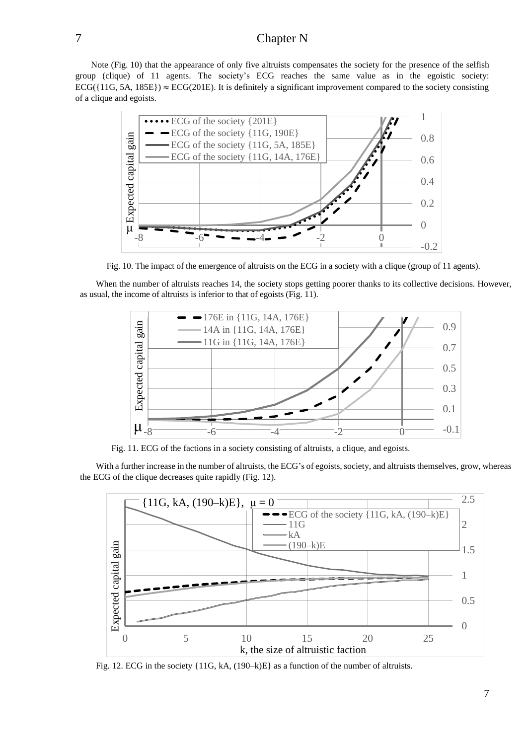Note (Fig. 10) that the appearance of only five altruists compensates the society for the presence of the selfish group (clique) of 11 agents. The society's ECG reaches the same value as in the egoistic society: ECG({11G, 5A, 185E}) ≈ ECG(201E). It is definitely a significant improvement compared to the society consisting of a clique and egoists.

Fig. 10. The impact of the emergence of altruists on the ECG in a society with a clique (group of 11 agents).

When the number of altruists reaches 14, the society stops getting poorer thanks to its collective decisions. However, as usual, the income of altruists is inferior to that of egoists (Fig. 11).

Fig. 11. ECG of the factions in a society consisting of altruists, a clique, and egoists.

With a further increase in the number of altruists, the ECG's of egoists, society, and altruists themselves, grow, whereas the ECG of the clique decreases quite rapidly (Fig. 12).

Fig. 12. ECG in the society {11G, kA, (190–k)E} as a function of the number of altruists.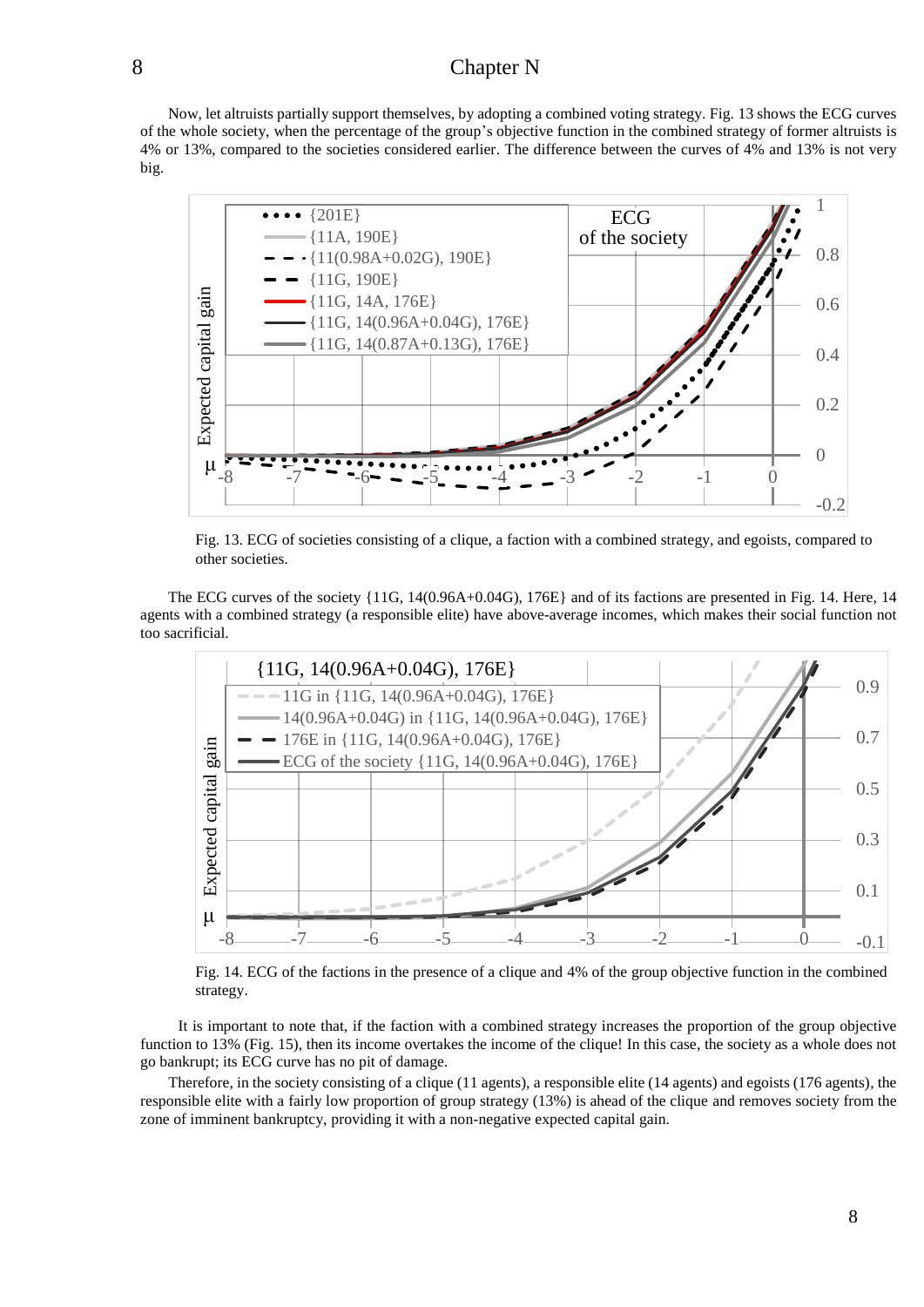Now, let altruists partially support themselves, by adopting a combined voting strategy. Fig. 13 shows the ECG curves of the whole society, when the percentage of the group's objective function in the combined strategy of former altruists is 4% or 13%, compared to the societies considered earlier. The difference between the curves of 4% and 13% is not very big.

Fig. 13. ECG of societies consisting of a clique, a faction with a combined strategy, and egoists, compared to other societies.

The ECG curves of the society {11G, 14(0.96A+0.04G), 176E} and of its factions are presented in Fig. 14. Here, 14 agents with a combined strategy (a responsible elite) have above-average incomes, which makes their social function not too sacrificial.

Fig. 14. ECG of the factions in the presence of a clique and 4% of the group objective function in the combined strategy.

It is important to note that, if the faction with a combined strategy increases the proportion of the group objective function to 13% (Fig. 15), then its income overtakes the income of the clique! In this case, the society as a whole does not go bankrupt; its ECG curve has no pit of damage.

Therefore, in the society consisting of a clique (11 agents), a responsible elite (14 agents) and egoists (176 agents), the responsible elite with a fairly low proportion of group strategy (13%) is ahead of the clique and removes society from the zone of imminent bankruptcy, providing it with a non-negative expected capital gain.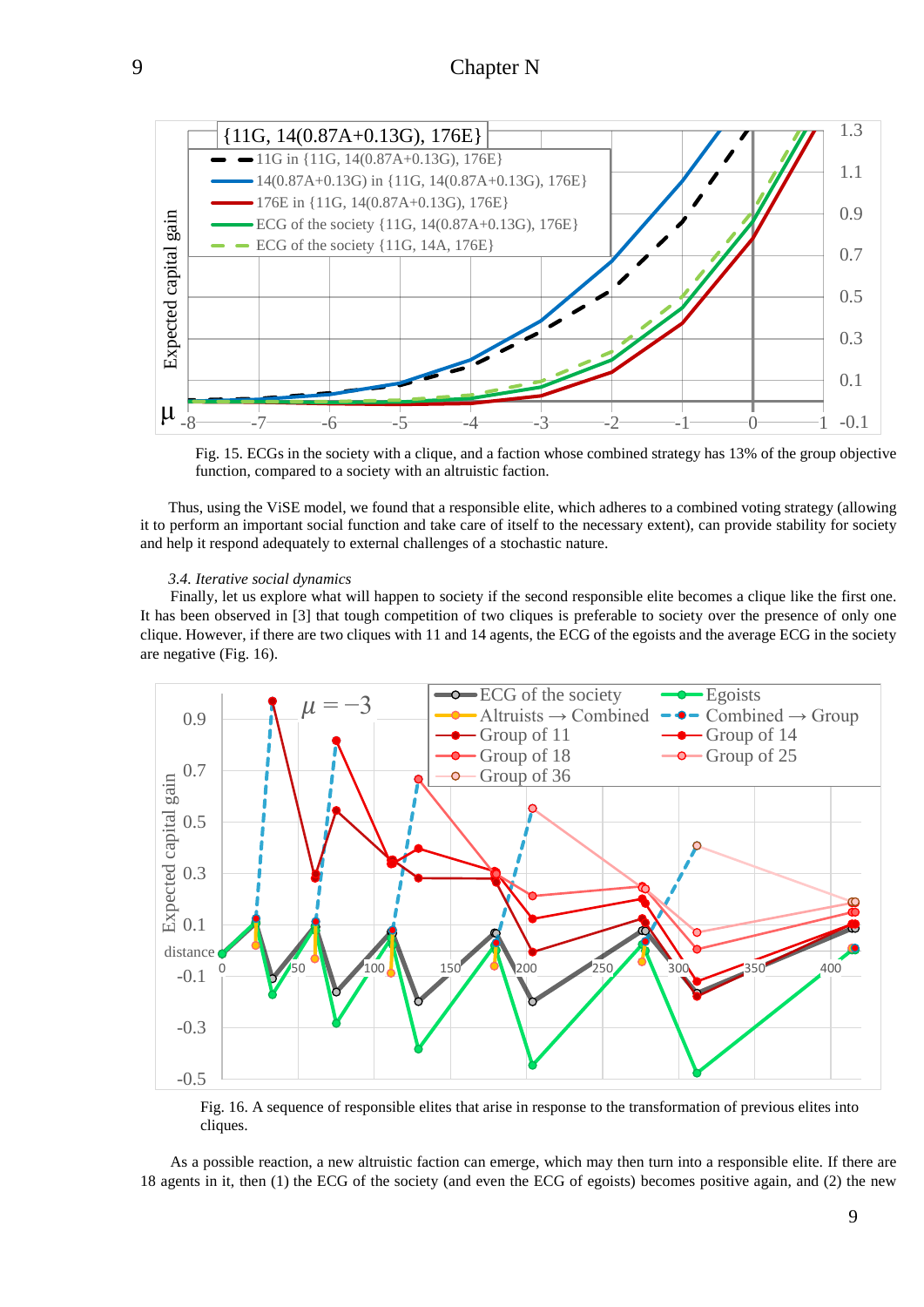Fig. 15. ECGs in the society with a clique, and a faction whose combined strategy has 13% of the group objective function, compared to a society with an altruistic faction.

Thus, using the ViSE model, we found that a responsible elite, which adheres to a combined voting strategy (allowing it to perform an important social function and take care of itself to the necessary extent), can provide stability for society and help it respond adequately to external challenges of a stochastic nature.

### *3.4. Iterative social dynamics*

Finally, let us explore what will happen to society if the second responsible elite becomes a clique like the first one. It has been observed in [3] that tough competition of two cliques is preferable to society over the presence of only one clique. However, if there are two cliques with 11 and 14 agents, the ECG of the egoists and the average ECG in the society are negative (Fig. 16).

Fig. 16. A sequence of responsible elites that arise in response to the transformation of previous elites into cliques.

As a possible reaction, a new altruistic faction can emerge, which may then turn into a responsible elite. If there are 18 agents in it, then (1) the ECG of the society (and even the ECG of egoists) becomes positive again, and (2) the new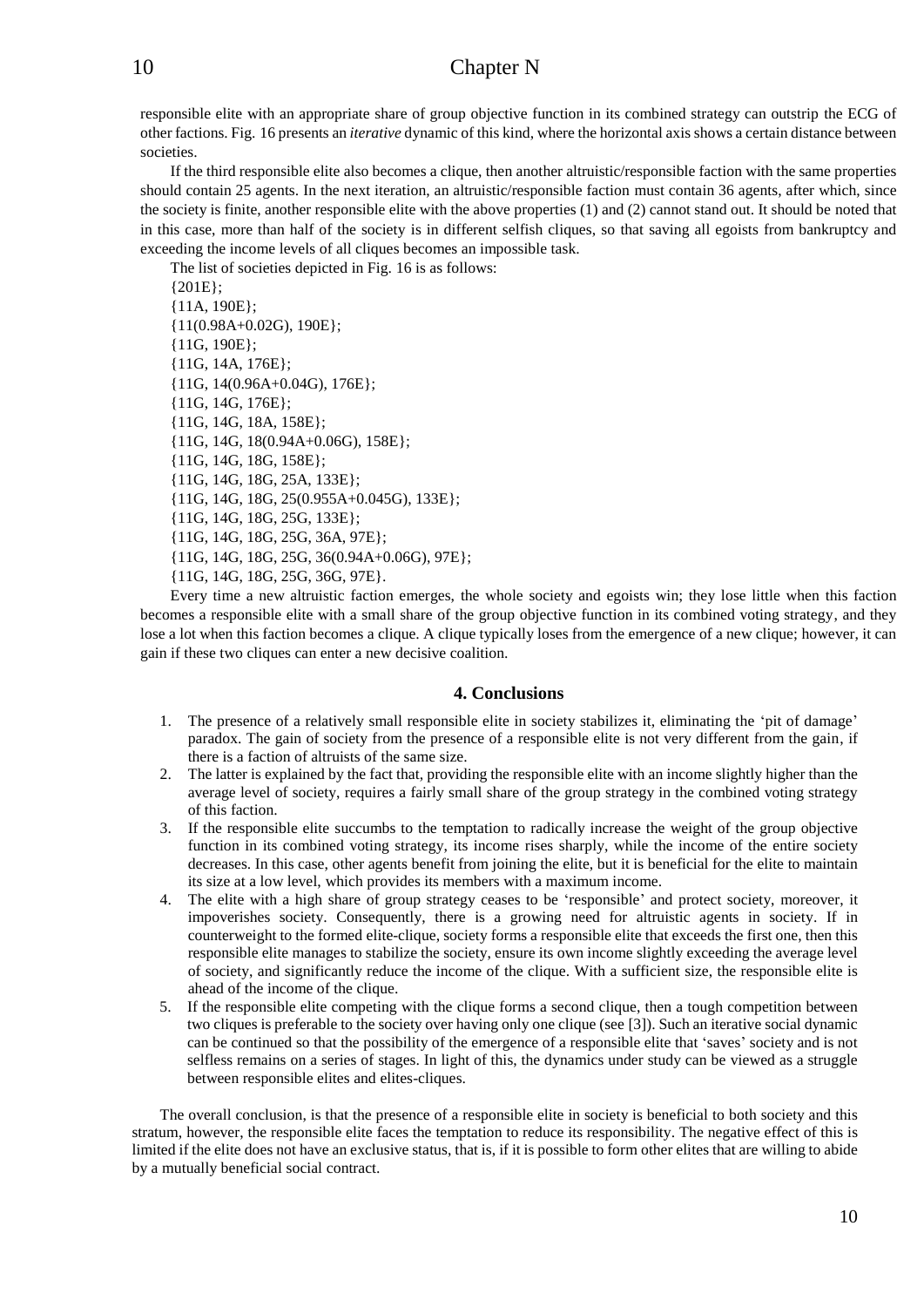responsible elite with an appropriate share of group objective function in its combined strategy can outstrip the ECG of other factions. Fig. 16 presents an *iterative* dynamic of this kind, where the horizontal axis shows a certain distance between societies.

If the third responsible elite also becomes a clique, then another altruistic/responsible faction with the same properties should contain 25 agents. In the next iteration, an altruistic/responsible faction must contain 36 agents, after which, since the society is finite, another responsible elite with the above properties (1) and (2) cannot stand out. It should be noted that in this case, more than half of the society is in different selfish cliques, so that saving all egoists from bankruptcy and exceeding the income levels of all cliques becomes an impossible task.

The list of societies depicted in Fig. 16 is as follows:

{201E};
{11A, 190E};
{11(0.98A+0.02G), 190E};
{11G, 190E};
{11G, 14A, 176E};
{11G, 14(0.96A+0.04G), 176E};
{11G, 14G, 176E};
{11G, 14G, 18A, 158E};
{11G, 14G, 18(0.94A+0.06G), 158E};
{11G, 14G, 18G, 158E};
{11G, 14G, 18G, 25A, 133E};
{11G, 14G, 18G, 25(0.955A+0.045G), 133E};
{11G, 14G, 18G, 25G, 133E};
{11G, 14G, 18G, 25G, 36A, 97E};
{11G, 14G, 18G, 25G, 36(0.94A+0.06G), 97E};
{11G, 14G, 18G, 25G, 36G, 97E}.

Every time a new altruistic faction emerges, the whole society and egoists win; they lose little when this faction becomes a responsible elite with a small share of the group objective function in its combined voting strategy, and they lose a lot when this faction becomes a clique. A clique typically loses from the emergence of a new clique; however, it can gain if these two cliques can enter a new decisive coalition.

## 4. Conclusions

1. The presence of a relatively small responsible elite in society stabilizes it, eliminating the 'pit of damage' paradox. The gain of society from the presence of a responsible elite is not very different from the gain, if there is a faction of altruists of the same size.
2. The latter is explained by the fact that, providing the responsible elite with an income slightly higher than the average level of society, requires a fairly small share of the group strategy in the combined voting strategy of this faction.
3. If the responsible elite succumbs to the temptation to radically increase the weight of the group objective function in its combined voting strategy, its income rises sharply, while the income of the entire society decreases. In this case, other agents benefit from joining the elite, but it is beneficial for the elite to maintain its size at a low level, which provides its members with a maximum income.
4. The elite with a high share of group strategy ceases to be 'responsible' and protect society, moreover, it impoverishes society. Consequently, there is a growing need for altruistic agents in society. If in counterweight to the formed elite-clique, society forms a responsible elite that exceeds the first one, then this responsible elite manages to stabilize the society, ensure its own income slightly exceeding the average level of society, and significantly reduce the income of the clique. With a sufficient size, the responsible elite is ahead of the income of the clique.
5. If the responsible elite competing with the clique forms a second clique, then a tough competition between two cliques is preferable to the society over having only one clique (see [3]). Such an iterative social dynamic can be continued so that the possibility of the emergence of a responsible elite that 'saves' society and is not selfless remains on a series of stages. In light of this, the dynamics under study can be viewed as a struggle between responsible elites and elites-cliques.

The overall conclusion, is that the presence of a responsible elite in society is beneficial to both society and this stratum, however, the responsible elite faces the temptation to reduce its responsibility. The negative effect of this is limited if the elite does not have an exclusive status, that is, if it is possible to form other elites that are willing to abide by a mutually beneficial social contract.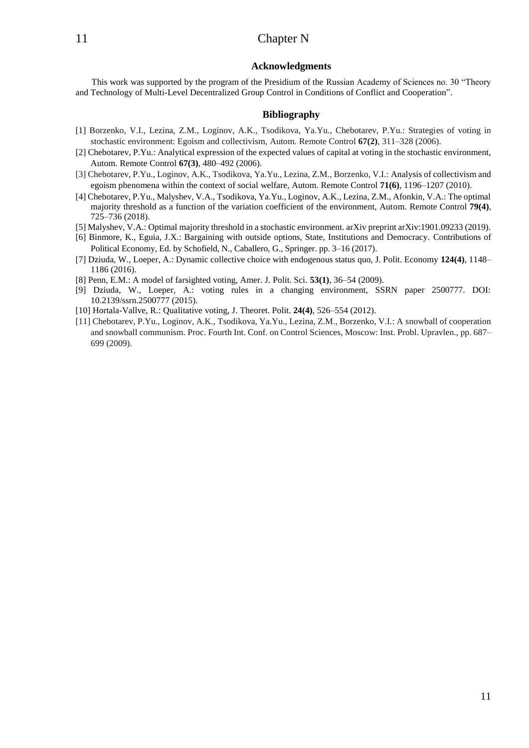## Acknowledgments

This work was supported by the program of the Presidium of the Russian Academy of Sciences no. 30 "Theory and Technology of Multi-Level Decentralized Group Control in Conditions of Conflict and Cooperation".

## Bibliography

[1] Borzenko, V.I., Lezina, Z.M., Loginov, A.K., Tsodikova, Ya.Yu., Chebotarev, P.Yu.: Strategies of voting in stochastic environment: Egoism and collectivism, Autom. Remote Control **67(2)**, 311–328 (2006).

[2] Chebotarev, P.Yu.: Analytical expression of the expected values of capital at voting in the stochastic environment, Autom. Remote Control **67(3)**, 480–492 (2006).

[3] Chebotarev, P.Yu., Loginov, A.K., Tsodikova, Ya.Yu., Lezina, Z.M., Borzenko, V.I.: Analysis of collectivism and egoism phenomena within the context of social welfare, Autom. Remote Control **71(6)**, 1196–1207 (2010).

[4] Chebotarev, P.Yu., Malyshev, V.A., Tsodikova, Ya.Yu., Loginov, A.K., Lezina, Z.M., Afonkin, V.A.: The optimal majority threshold as a function of the variation coefficient of the environment, Autom. Remote Control **79(4)**, 725–736 (2018).

[5] Malyshev, V.A.: Optimal majority threshold in a stochastic environment. arXiv preprint arXiv:1901.09233 (2019).

[6] Binmore, K., Eguia, J.X.: Bargaining with outside options, State, Institutions and Democracy. Contributions of Political Economy, Ed. by Schofield, N., Caballero, G., Springer. pp. 3–16 (2017).

[7] Dziuda, W., Loeper, A.: Dynamic collective choice with endogenous status quo, J. Polit. Economy **124(4)**, 1148–1186 (2016).

[8] Penn, E.M.: A model of farsighted voting, Amer. J. Polit. Sci. **53(1)**, 36–54 (2009).

[9] Dziuda, W., Loeper, A.: voting rules in a changing environment, SSRN paper 2500777. DOI: 10.2139/ssrn.2500777 (2015).

[10] Hortala-Vallve, R.: Qualitative voting, J. Theoret. Polit. **24(4)**, 526–554 (2012).

[11] Chebotarev, P.Yu., Loginov, A.K., Tsodikova, Ya.Yu., Lezina, Z.M., Borzenko, V.I.: A snowball of cooperation and snowball communism. Proc. Fourth Int. Conf. on Control Sciences, Moscow: Inst. Probl. Upravlen., pp. 687–699 (2009).